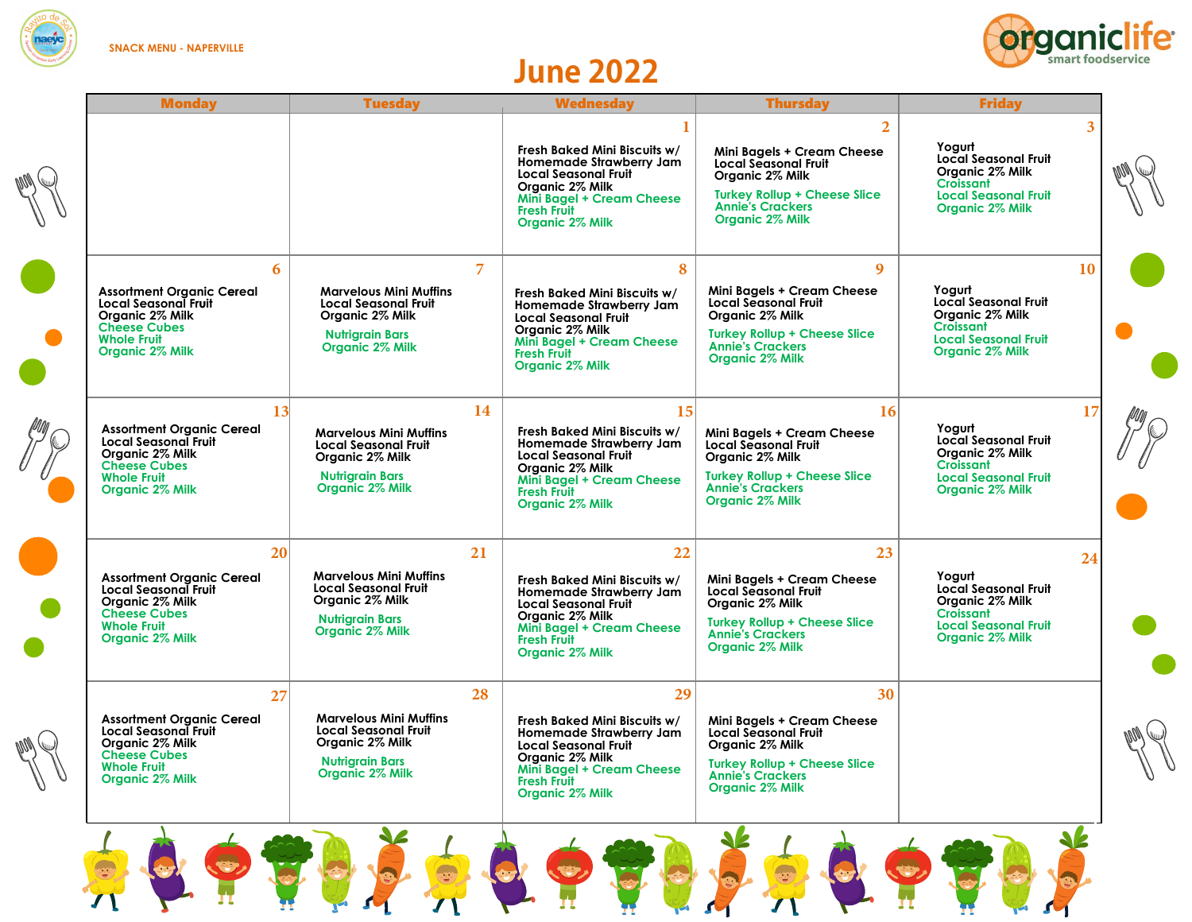SNACK MENU - NAPERVILLE

organiclife smart foodservice

# June 2022

| Monday | Tuesday | Wednesday | Thursday | Friday |
|---|---|---|---|---|
| | | **1**<br>Fresh Baked Mini Biscuits w/ Homemade Strawberry Jam<br>Local Seasonal Fruit<br>Organic 2% Milk<br>Mini Bagel + Cream Cheese<br>Fresh Fruit<br>Organic 2% Milk | **2**<br>Mini Bagels + Cream Cheese<br>Local Seasonal Fruit<br>Organic 2% Milk<br>Turkey Rollup + Cheese Slice<br>Annie's Crackers<br>Organic 2% Milk | **3**<br>Yogurt<br>Local Seasonal Fruit<br>Organic 2% Milk<br>Croissant<br>Local Seasonal Fruit<br>Organic 2% Milk |
| **6**<br>Assortment Organic Cereal<br>Local Seasonal Fruit<br>Organic 2% Milk<br>Cheese Cubes<br>Whole Fruit<br>Organic 2% Milk | **7**<br>Marvelous Mini Muffins<br>Local Seasonal Fruit<br>Organic 2% Milk<br>Nutrigrain Bars<br>Organic 2% Milk | **8**<br>Fresh Baked Mini Biscuits w/ Homemade Strawberry Jam<br>Local Seasonal Fruit<br>Organic 2% Milk<br>Mini Bagel + Cream Cheese<br>Fresh Fruit<br>Organic 2% Milk | **9**<br>Mini Bagels + Cream Cheese<br>Local Seasonal Fruit<br>Organic 2% Milk<br>Turkey Rollup + Cheese Slice<br>Annie's Crackers<br>Organic 2% Milk | **10**<br>Yogurt<br>Local Seasonal Fruit<br>Organic 2% Milk<br>Croissant<br>Local Seasonal Fruit<br>Organic 2% Milk |
| **13**<br>Assortment Organic Cereal<br>Local Seasonal Fruit<br>Organic 2% Milk<br>Cheese Cubes<br>Whole Fruit<br>Organic 2% Milk | **14**<br>Marvelous Mini Muffins<br>Local Seasonal Fruit<br>Organic 2% Milk<br>Nutrigrain Bars<br>Organic 2% Milk | **15**<br>Fresh Baked Mini Biscuits w/ Homemade Strawberry Jam<br>Local Seasonal Fruit<br>Organic 2% Milk<br>Mini Bagel + Cream Cheese<br>Fresh Fruit<br>Organic 2% Milk | **16**<br>Mini Bagels + Cream Cheese<br>Local Seasonal Fruit<br>Organic 2% Milk<br>Turkey Rollup + Cheese Slice<br>Annie's Crackers<br>Organic 2% Milk | **17**<br>Yogurt<br>Local Seasonal Fruit<br>Organic 2% Milk<br>Croissant<br>Local Seasonal Fruit<br>Organic 2% Milk |
| **20**<br>Assortment Organic Cereal<br>Local Seasonal Fruit<br>Organic 2% Milk<br>Cheese Cubes<br>Whole Fruit<br>Organic 2% Milk | **21**<br>Marvelous Mini Muffins<br>Local Seasonal Fruit<br>Organic 2% Milk<br>Nutrigrain Bars<br>Organic 2% Milk | **22**<br>Fresh Baked Mini Biscuits w/ Homemade Strawberry Jam<br>Local Seasonal Fruit<br>Organic 2% Milk<br>Mini Bagel + Cream Cheese<br>Fresh Fruit<br>Organic 2% Milk | **23**<br>Mini Bagels + Cream Cheese<br>Local Seasonal Fruit<br>Organic 2% Milk<br>Turkey Rollup + Cheese Slice<br>Annie's Crackers<br>Organic 2% Milk | **24**<br>Yogurt<br>Local Seasonal Fruit<br>Organic 2% Milk<br>Croissant<br>Local Seasonal Fruit<br>Organic 2% Milk |
| **27**<br>Assortment Organic Cereal<br>Local Seasonal Fruit<br>Organic 2% Milk<br>Cheese Cubes<br>Whole Fruit<br>Organic 2% Milk | **28**<br>Marvelous Mini Muffins<br>Local Seasonal Fruit<br>Organic 2% Milk<br>Nutrigrain Bars<br>Organic 2% Milk | **29**<br>Fresh Baked Mini Biscuits w/ Homemade Strawberry Jam<br>Local Seasonal Fruit<br>Organic 2% Milk<br>Mini Bagel + Cream Cheese<br>Fresh Fruit<br>Organic 2% Milk | **30**<br>Mini Bagels + Cream Cheese<br>Local Seasonal Fruit<br>Organic 2% Milk<br>Turkey Rollup + Cheese Slice<br>Annie's Crackers<br>Organic 2% Milk | |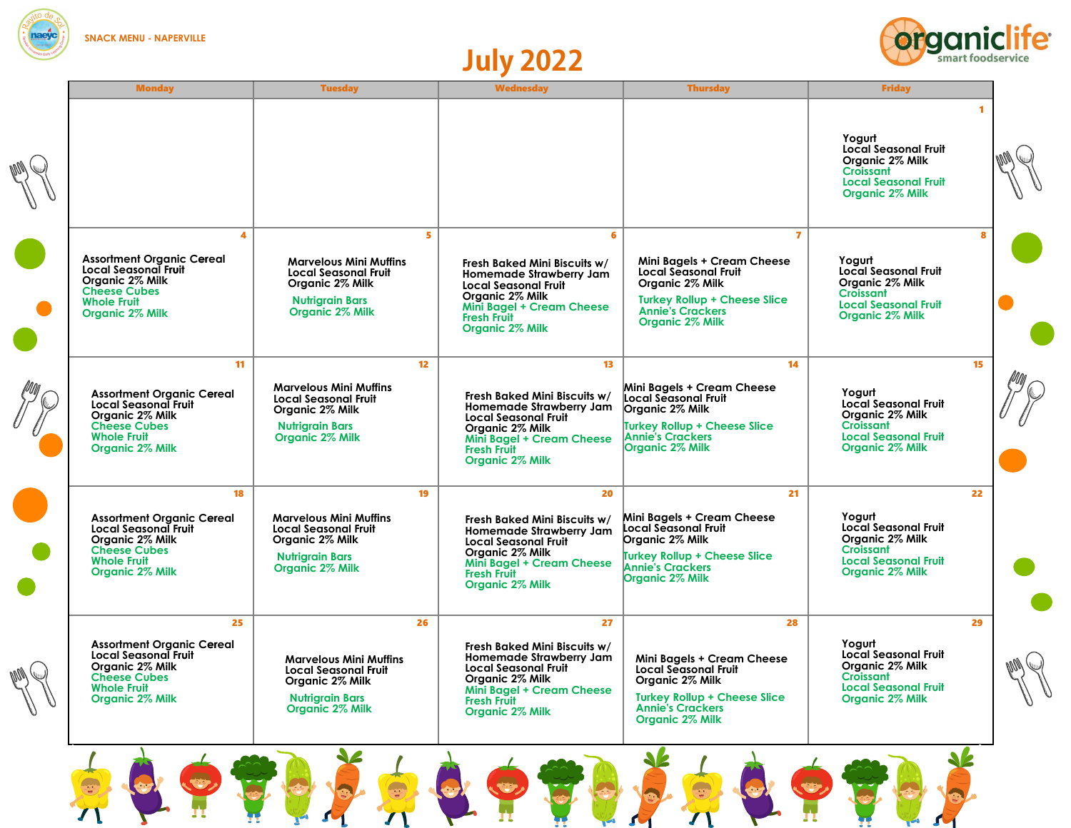SNACK MENU - NAPERVILLE

# July 2022

organiclife smart foodservice

| Monday | Tuesday | Wednesday | Thursday | Friday |
|---|---|---|---|---|
| | | | | 1<br>Yogurt<br>Local Seasonal Fruit<br>Organic 2% Milk<br>Croissant<br>Local Seasonal Fruit<br>Organic 2% Milk |
| 4<br>Assortment Organic Cereal<br>Local Seasonal Fruit<br>Organic 2% Milk<br>Cheese Cubes<br>Whole Fruit<br>Organic 2% Milk | 5<br>Marvelous Mini Muffins<br>Local Seasonal Fruit<br>Organic 2% Milk<br>Nutrigrain Bars<br>Organic 2% Milk | 6<br>Fresh Baked Mini Biscuits w/ Homemade Strawberry Jam<br>Local Seasonal Fruit<br>Organic 2% Milk<br>Mini Bagel + Cream Cheese<br>Fresh Fruit<br>Organic 2% Milk | 7<br>Mini Bagels + Cream Cheese<br>Local Seasonal Fruit<br>Organic 2% Milk<br>Turkey Rollup + Cheese Slice<br>Annie's Crackers<br>Organic 2% Milk | 8<br>Yogurt<br>Local Seasonal Fruit<br>Organic 2% Milk<br>Croissant<br>Local Seasonal Fruit<br>Organic 2% Milk |
| 11<br>Assortment Organic Cereal<br>Local Seasonal Fruit<br>Organic 2% Milk<br>Cheese Cubes<br>Whole Fruit<br>Organic 2% Milk | 12<br>Marvelous Mini Muffins<br>Local Seasonal Fruit<br>Organic 2% Milk<br>Nutrigrain Bars<br>Organic 2% Milk | 13<br>Fresh Baked Mini Biscuits w/ Homemade Strawberry Jam<br>Local Seasonal Fruit<br>Organic 2% Milk<br>Mini Bagel + Cream Cheese<br>Fresh Fruit<br>Organic 2% Milk | 14<br>Mini Bagels + Cream Cheese<br>Local Seasonal Fruit<br>Organic 2% Milk<br>Turkey Rollup + Cheese Slice<br>Annie's Crackers<br>Organic 2% Milk | 15<br>Yogurt<br>Local Seasonal Fruit<br>Organic 2% Milk<br>Croissant<br>Local Seasonal Fruit<br>Organic 2% Milk |
| 18<br>Assortment Organic Cereal<br>Local Seasonal Fruit<br>Organic 2% Milk<br>Cheese Cubes<br>Whole Fruit<br>Organic 2% Milk | 19<br>Marvelous Mini Muffins<br>Local Seasonal Fruit<br>Organic 2% Milk<br>Nutrigrain Bars<br>Organic 2% Milk | 20<br>Fresh Baked Mini Biscuits w/ Homemade Strawberry Jam<br>Local Seasonal Fruit<br>Organic 2% Milk<br>Mini Bagel + Cream Cheese<br>Fresh Fruit<br>Organic 2% Milk | 21<br>Mini Bagels + Cream Cheese<br>Local Seasonal Fruit<br>Organic 2% Milk<br>Turkey Rollup + Cheese Slice<br>Annie's Crackers<br>Organic 2% Milk | 22<br>Yogurt<br>Local Seasonal Fruit<br>Organic 2% Milk<br>Croissant<br>Local Seasonal Fruit<br>Organic 2% Milk |
| 25<br>Assortment Organic Cereal<br>Local Seasonal Fruit<br>Organic 2% Milk<br>Cheese Cubes<br>Whole Fruit<br>Organic 2% Milk | 26<br>Marvelous Mini Muffins<br>Local Seasonal Fruit<br>Organic 2% Milk<br>Nutrigrain Bars<br>Organic 2% Milk | 27<br>Fresh Baked Mini Biscuits w/ Homemade Strawberry Jam<br>Local Seasonal Fruit<br>Organic 2% Milk<br>Mini Bagel + Cream Cheese<br>Fresh Fruit<br>Organic 2% Milk | 28<br>Mini Bagels + Cream Cheese<br>Local Seasonal Fruit<br>Organic 2% Milk<br>Turkey Rollup + Cheese Slice<br>Annie's Crackers<br>Organic 2% Milk | 29<br>Yogurt<br>Local Seasonal Fruit<br>Organic 2% Milk<br>Croissant<br>Local Seasonal Fruit<br>Organic 2% Milk |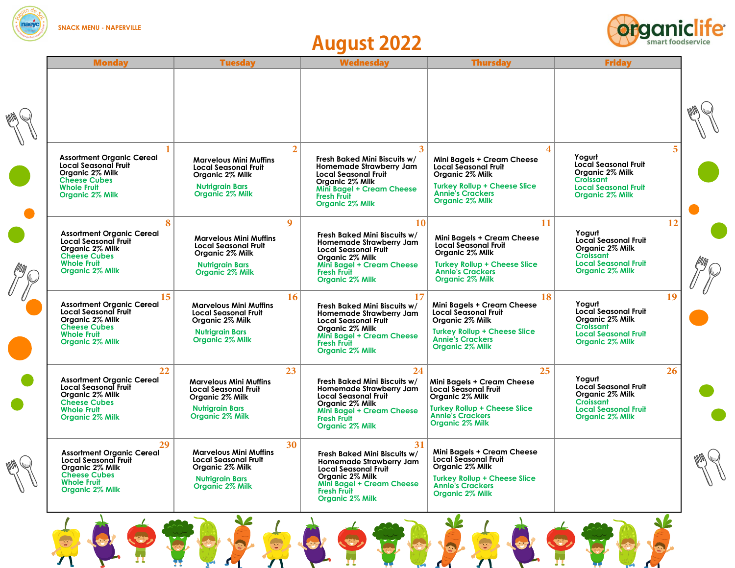SNACK MENU - NAPERVILLE

organiclife smart foodservice

# August 2022

| Monday | Tuesday | Wednesday | Thursday | Friday |
|---|---|---|---|---|
| | | | | |
| 1<br>Assortment Organic Cereal<br>Local Seasonal Fruit<br>Organic 2% Milk<br>Cheese Cubes<br>Whole Fruit<br>Organic 2% Milk | 2<br>Marvelous Mini Muffins<br>Local Seasonal Fruit<br>Organic 2% Milk<br>Nutrigrain Bars<br>Organic 2% Milk | 3<br>Fresh Baked Mini Biscuits w/ Homemade Strawberry Jam<br>Local Seasonal Fruit<br>Organic 2% Milk<br>Mini Bagel + Cream Cheese<br>Fresh Fruit<br>Organic 2% Milk | 4<br>Mini Bagels + Cream Cheese<br>Local Seasonal Fruit<br>Organic 2% Milk<br>Turkey Rollup + Cheese Slice<br>Annie's Crackers<br>Organic 2% Milk | 5<br>Yogurt<br>Local Seasonal Fruit<br>Organic 2% Milk<br>Croissant<br>Local Seasonal Fruit<br>Organic 2% Milk |
| 8<br>Assortment Organic Cereal<br>Local Seasonal Fruit<br>Organic 2% Milk<br>Cheese Cubes<br>Whole Fruit<br>Organic 2% Milk | 9<br>Marvelous Mini Muffins<br>Local Seasonal Fruit<br>Organic 2% Milk<br>Nutrigrain Bars<br>Organic 2% Milk | 10<br>Fresh Baked Mini Biscuits w/ Homemade Strawberry Jam<br>Local Seasonal Fruit<br>Organic 2% Milk<br>Mini Bagel + Cream Cheese<br>Fresh Fruit<br>Organic 2% Milk | 11<br>Mini Bagels + Cream Cheese<br>Local Seasonal Fruit<br>Organic 2% Milk<br>Turkey Rollup + Cheese Slice<br>Annie's Crackers<br>Organic 2% Milk | 12<br>Yogurt<br>Local Seasonal Fruit<br>Organic 2% Milk<br>Croissant<br>Local Seasonal Fruit<br>Organic 2% Milk |
| 15<br>Assortment Organic Cereal<br>Local Seasonal Fruit<br>Organic 2% Milk<br>Cheese Cubes<br>Whole Fruit<br>Organic 2% Milk | 16<br>Marvelous Mini Muffins<br>Local Seasonal Fruit<br>Organic 2% Milk<br>Nutrigrain Bars<br>Organic 2% Milk | 17<br>Fresh Baked Mini Biscuits w/ Homemade Strawberry Jam<br>Local Seasonal Fruit<br>Organic 2% Milk<br>Mini Bagel + Cream Cheese<br>Fresh Fruit<br>Organic 2% Milk | 18<br>Mini Bagels + Cream Cheese<br>Local Seasonal Fruit<br>Organic 2% Milk<br>Turkey Rollup + Cheese Slice<br>Annie's Crackers<br>Organic 2% Milk | 19<br>Yogurt<br>Local Seasonal Fruit<br>Organic 2% Milk<br>Croissant<br>Local Seasonal Fruit<br>Organic 2% Milk |
| 22<br>Assortment Organic Cereal<br>Local Seasonal Fruit<br>Organic 2% Milk<br>Cheese Cubes<br>Whole Fruit<br>Organic 2% Milk | 23<br>Marvelous Mini Muffins<br>Local Seasonal Fruit<br>Organic 2% Milk<br>Nutrigrain Bars<br>Organic 2% Milk | 24<br>Fresh Baked Mini Biscuits w/ Homemade Strawberry Jam<br>Local Seasonal Fruit<br>Organic 2% Milk<br>Mini Bagel + Cream Cheese<br>Fresh Fruit<br>Organic 2% Milk | 25<br>Mini Bagels + Cream Cheese<br>Local Seasonal Fruit<br>Organic 2% Milk<br>Turkey Rollup + Cheese Slice<br>Annie's Crackers<br>Organic 2% Milk | 26<br>Yogurt<br>Local Seasonal Fruit<br>Organic 2% Milk<br>Croissant<br>Local Seasonal Fruit<br>Organic 2% Milk |
| 29<br>Assortment Organic Cereal<br>Local Seasonal Fruit<br>Organic 2% Milk<br>Cheese Cubes<br>Whole Fruit<br>Organic 2% Milk | 30<br>Marvelous Mini Muffins<br>Local Seasonal Fruit<br>Organic 2% Milk<br>Nutrigrain Bars<br>Organic 2% Milk | 31<br>Fresh Baked Mini Biscuits w/ Homemade Strawberry Jam<br>Local Seasonal Fruit<br>Organic 2% Milk<br>Mini Bagel + Cream Cheese<br>Fresh Fruit<br>Organic 2% Milk | Mini Bagels + Cream Cheese<br>Local Seasonal Fruit<br>Organic 2% Milk<br>Turkey Rollup + Cheese Slice<br>Annie's Crackers<br>Organic 2% Milk | |